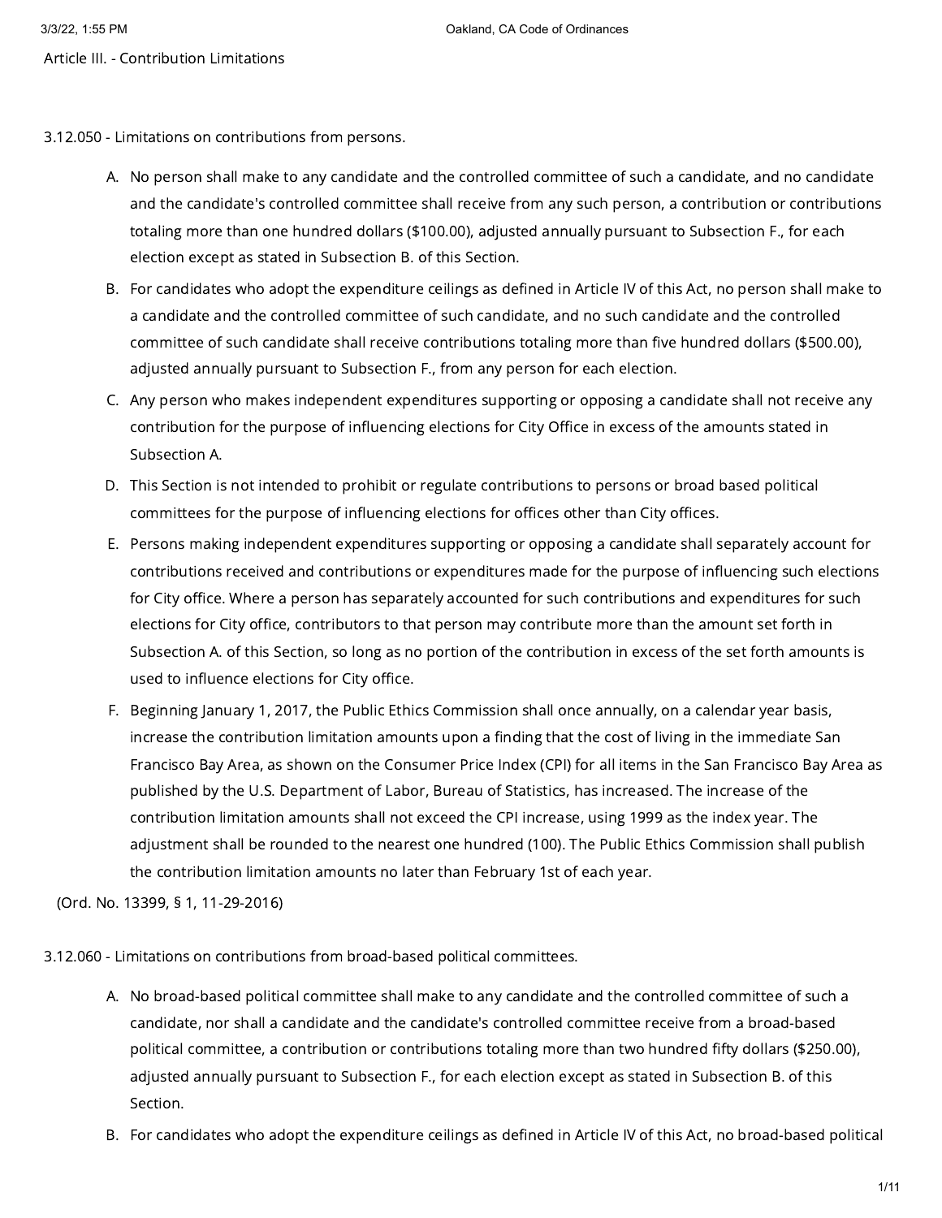Article III. - Contribution Limitations

## 3.12.050 - Limitations on contributions from persons.

A. No person shall make to any candidate and the controlled committee of such a candidate, and no candidate and the candidate's controlled committee shall receive from any such person, a contribution or contributions totaling more than one hundred dollars ($100.00), adjusted annually pursuant to Subsection F., for each election except as stated in Subsection B. of this Section.

B. For candidates who adopt the expenditure ceilings as defined in Article IV of this Act, no person shall make to a candidate and the controlled committee of such candidate, and no such candidate and the controlled committee of such candidate shall receive contributions totaling more than five hundred dollars ($500.00), adjusted annually pursuant to Subsection F., from any person for each election.

C. Any person who makes independent expenditures supporting or opposing a candidate shall not receive any contribution for the purpose of influencing elections for City Office in excess of the amounts stated in Subsection A.

D. This Section is not intended to prohibit or regulate contributions to persons or broad based political committees for the purpose of influencing elections for offices other than City offices.

E. Persons making independent expenditures supporting or opposing a candidate shall separately account for contributions received and contributions or expenditures made for the purpose of influencing such elections for City office. Where a person has separately accounted for such contributions and expenditures for such elections for City office, contributors to that person may contribute more than the amount set forth in Subsection A. of this Section, so long as no portion of the contribution in excess of the set forth amounts is used to influence elections for City office.

F. Beginning January 1, 2017, the Public Ethics Commission shall once annually, on a calendar year basis, increase the contribution limitation amounts upon a finding that the cost of living in the immediate San Francisco Bay Area, as shown on the Consumer Price Index (CPI) for all items in the San Francisco Bay Area as published by the U.S. Department of Labor, Bureau of Statistics, has increased. The increase of the contribution limitation amounts shall not exceed the CPI increase, using 1999 as the index year. The adjustment shall be rounded to the nearest one hundred (100). The Public Ethics Commission shall publish the contribution limitation amounts no later than February 1st of each year.

(Ord. No. 13399, § 1, 11-29-2016)

## 3.12.060 - Limitations on contributions from broad-based political committees.

A. No broad-based political committee shall make to any candidate and the controlled committee of such a candidate, nor shall a candidate and the candidate's controlled committee receive from a broad-based political committee, a contribution or contributions totaling more than two hundred fifty dollars ($250.00), adjusted annually pursuant to Subsection F., for each election except as stated in Subsection B. of this Section.

B. For candidates who adopt the expenditure ceilings as defined in Article IV of this Act, no broad-based political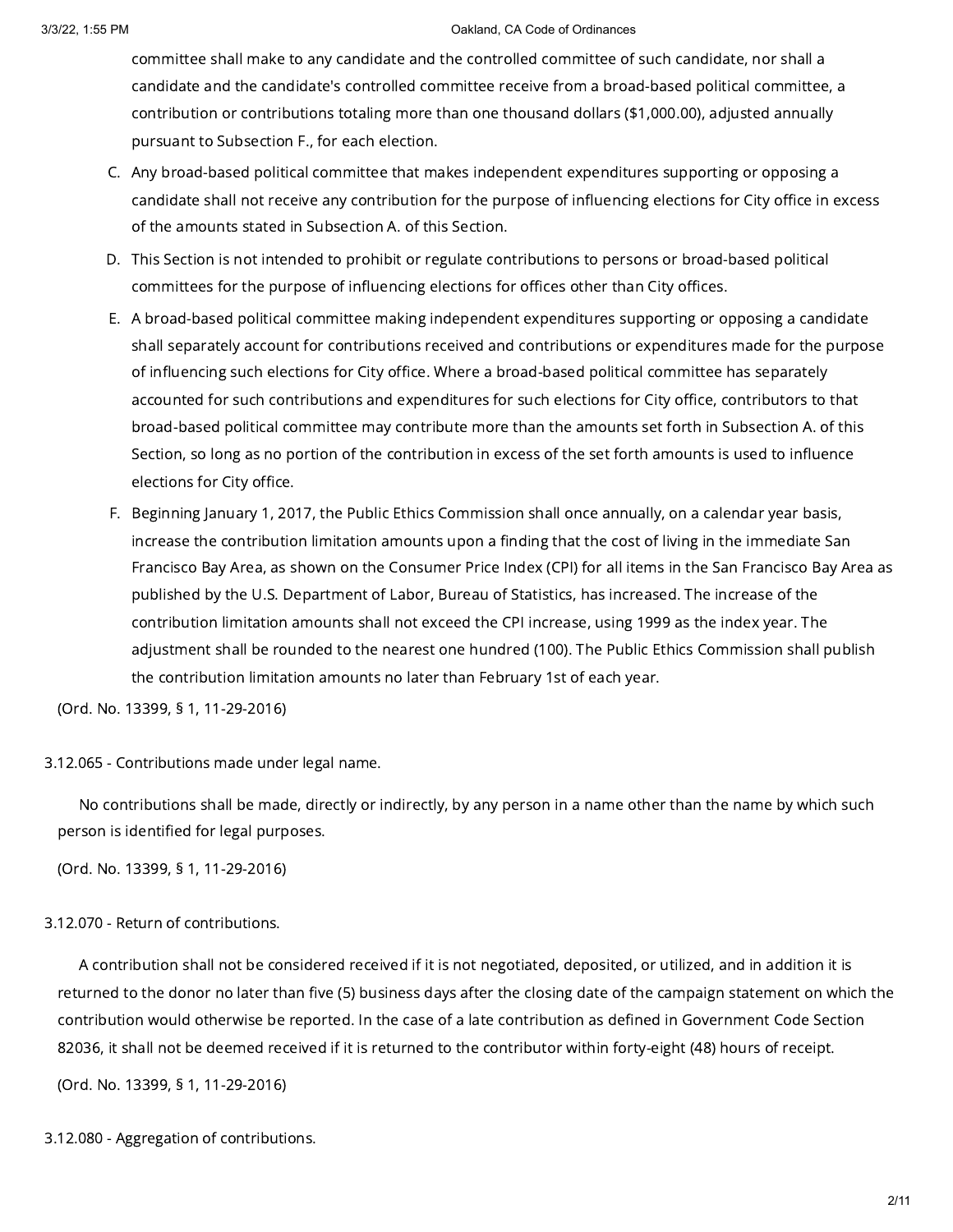committee shall make to any candidate and the controlled committee of such candidate, nor shall a candidate and the candidate's controlled committee receive from a broad-based political committee, a contribution or contributions totaling more than one thousand dollars ($1,000.00), adjusted annually pursuant to Subsection F., for each election.

C. Any broad-based political committee that makes independent expenditures supporting or opposing a candidate shall not receive any contribution for the purpose of influencing elections for City office in excess of the amounts stated in Subsection A. of this Section.

D. This Section is not intended to prohibit or regulate contributions to persons or broad-based political committees for the purpose of influencing elections for offices other than City offices.

E. A broad-based political committee making independent expenditures supporting or opposing a candidate shall separately account for contributions received and contributions or expenditures made for the purpose of influencing such elections for City office. Where a broad-based political committee has separately accounted for such contributions and expenditures for such elections for City office, contributors to that broad-based political committee may contribute more than the amounts set forth in Subsection A. of this Section, so long as no portion of the contribution in excess of the set forth amounts is used to influence elections for City office.

F. Beginning January 1, 2017, the Public Ethics Commission shall once annually, on a calendar year basis, increase the contribution limitation amounts upon a finding that the cost of living in the immediate San Francisco Bay Area, as shown on the Consumer Price Index (CPI) for all items in the San Francisco Bay Area as published by the U.S. Department of Labor, Bureau of Statistics, has increased. The increase of the contribution limitation amounts shall not exceed the CPI increase, using 1999 as the index year. The adjustment shall be rounded to the nearest one hundred (100). The Public Ethics Commission shall publish the contribution limitation amounts no later than February 1st of each year.

(Ord. No. 13399, § 1, 11-29-2016)

### 3.12.065 - Contributions made under legal name.

No contributions shall be made, directly or indirectly, by any person in a name other than the name by which such person is identified for legal purposes.

(Ord. No. 13399, § 1, 11-29-2016)

### 3.12.070 - Return of contributions.

A contribution shall not be considered received if it is not negotiated, deposited, or utilized, and in addition it is returned to the donor no later than five (5) business days after the closing date of the campaign statement on which the contribution would otherwise be reported. In the case of a late contribution as defined in Government Code Section 82036, it shall not be deemed received if it is returned to the contributor within forty-eight (48) hours of receipt.

(Ord. No. 13399, § 1, 11-29-2016)

### 3.12.080 - Aggregation of contributions.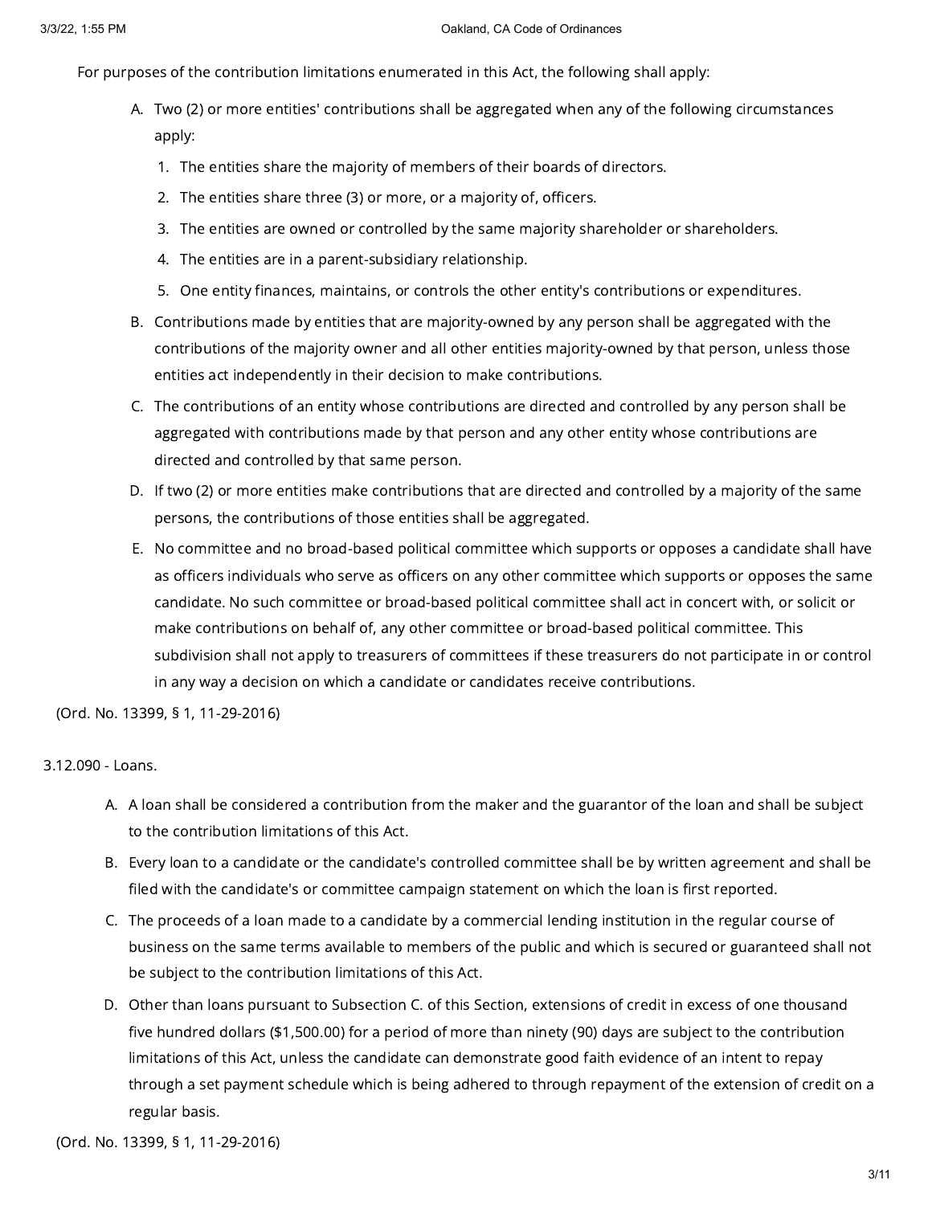For purposes of the contribution limitations enumerated in this Act, the following shall apply:

A. Two (2) or more entities' contributions shall be aggregated when any of the following circumstances apply:

   1. The entities share the majority of members of their boards of directors.
   2. The entities share three (3) or more, or a majority of, officers.
   3. The entities are owned or controlled by the same majority shareholder or shareholders.
   4. The entities are in a parent-subsidiary relationship.
   5. One entity finances, maintains, or controls the other entity's contributions or expenditures.

B. Contributions made by entities that are majority-owned by any person shall be aggregated with the contributions of the majority owner and all other entities majority-owned by that person, unless those entities act independently in their decision to make contributions.

C. The contributions of an entity whose contributions are directed and controlled by any person shall be aggregated with contributions made by that person and any other entity whose contributions are directed and controlled by that same person.

D. If two (2) or more entities make contributions that are directed and controlled by a majority of the same persons, the contributions of those entities shall be aggregated.

E. No committee and no broad-based political committee which supports or opposes a candidate shall have as officers individuals who serve as officers on any other committee which supports or opposes the same candidate. No such committee or broad-based political committee shall act in concert with, or solicit or make contributions on behalf of, any other committee or broad-based political committee. This subdivision shall not apply to treasurers of committees if these treasurers do not participate in or control in any way a decision on which a candidate or candidates receive contributions.

(Ord. No. 13399, § 1, 11-29-2016)

3.12.090 - Loans.

A. A loan shall be considered a contribution from the maker and the guarantor of the loan and shall be subject to the contribution limitations of this Act.

B. Every loan to a candidate or the candidate's controlled committee shall be by written agreement and shall be filed with the candidate's or committee campaign statement on which the loan is first reported.

C. The proceeds of a loan made to a candidate by a commercial lending institution in the regular course of business on the same terms available to members of the public and which is secured or guaranteed shall not be subject to the contribution limitations of this Act.

D. Other than loans pursuant to Subsection C. of this Section, extensions of credit in excess of one thousand five hundred dollars ($1,500.00) for a period of more than ninety (90) days are subject to the contribution limitations of this Act, unless the candidate can demonstrate good faith evidence of an intent to repay through a set payment schedule which is being adhered to through repayment of the extension of credit on a regular basis.

(Ord. No. 13399, § 1, 11-29-2016)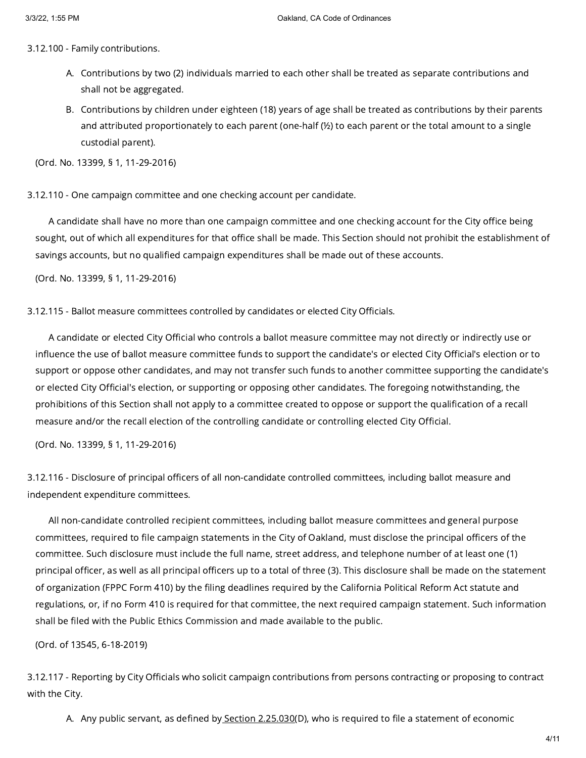3.12.100 - Family contributions.

A. Contributions by two (2) individuals married to each other shall be treated as separate contributions and shall not be aggregated.

B. Contributions by children under eighteen (18) years of age shall be treated as contributions by their parents and attributed proportionately to each parent (one-half (½) to each parent or the total amount to a single custodial parent).

(Ord. No. 13399, § 1, 11-29-2016)

3.12.110 - One campaign committee and one checking account per candidate.

A candidate shall have no more than one campaign committee and one checking account for the City office being sought, out of which all expenditures for that office shall be made. This Section should not prohibit the establishment of savings accounts, but no qualified campaign expenditures shall be made out of these accounts.

(Ord. No. 13399, § 1, 11-29-2016)

3.12.115 - Ballot measure committees controlled by candidates or elected City Officials.

A candidate or elected City Official who controls a ballot measure committee may not directly or indirectly use or influence the use of ballot measure committee funds to support the candidate's or elected City Official's election or to support or oppose other candidates, and may not transfer such funds to another committee supporting the candidate's or elected City Official's election, or supporting or opposing other candidates. The foregoing notwithstanding, the prohibitions of this Section shall not apply to a committee created to oppose or support the qualification of a recall measure and/or the recall election of the controlling candidate or controlling elected City Official.

(Ord. No. 13399, § 1, 11-29-2016)

3.12.116 - Disclosure of principal officers of all non-candidate controlled committees, including ballot measure and independent expenditure committees.

All non-candidate controlled recipient committees, including ballot measure committees and general purpose committees, required to file campaign statements in the City of Oakland, must disclose the principal officers of the committee. Such disclosure must include the full name, street address, and telephone number of at least one (1) principal officer, as well as all principal officers up to a total of three (3). This disclosure shall be made on the statement of organization (FPPC Form 410) by the filing deadlines required by the California Political Reform Act statute and regulations, or, if no Form 410 is required for that committee, the next required campaign statement. Such information shall be filed with the Public Ethics Commission and made available to the public.

(Ord. of 13545, 6-18-2019)

3.12.117 - Reporting by City Officials who solicit campaign contributions from persons contracting or proposing to contract with the City.

A. Any public servant, as defined by Section 2.25.030(D), who is required to file a statement of economic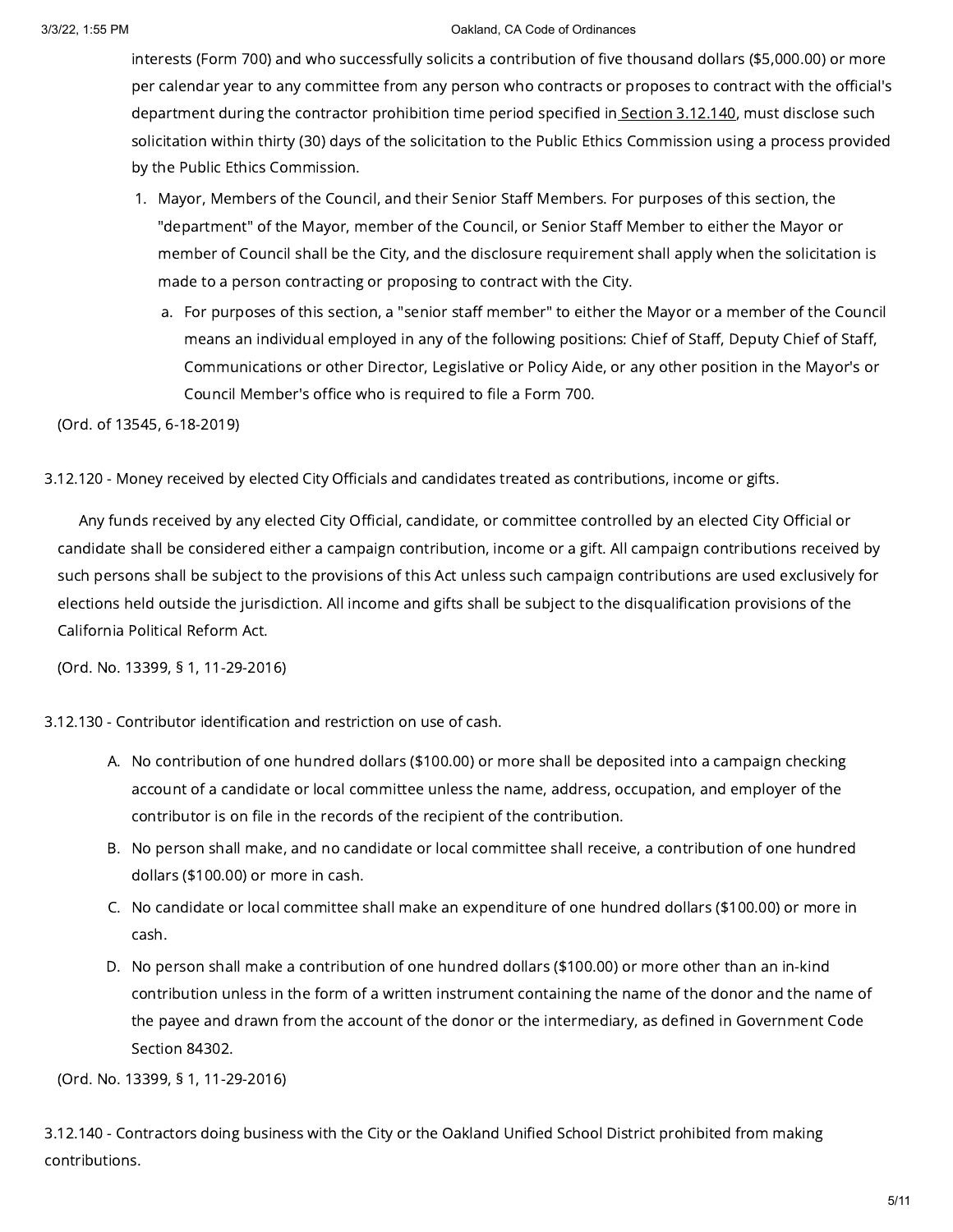interests (Form 700) and who successfully solicits a contribution of five thousand dollars ($5,000.00) or more per calendar year to any committee from any person who contracts or proposes to contract with the official's department during the contractor prohibition time period specified in Section 3.12.140, must disclose such solicitation within thirty (30) days of the solicitation to the Public Ethics Commission using a process provided by the Public Ethics Commission.

1. Mayor, Members of the Council, and their Senior Staff Members. For purposes of this section, the "department" of the Mayor, member of the Council, or Senior Staff Member to either the Mayor or member of Council shall be the City, and the disclosure requirement shall apply when the solicitation is made to a person contracting or proposing to contract with the City.
   a. For purposes of this section, a "senior staff member" to either the Mayor or a member of the Council means an individual employed in any of the following positions: Chief of Staff, Deputy Chief of Staff, Communications or other Director, Legislative or Policy Aide, or any other position in the Mayor's or Council Member's office who is required to file a Form 700.

(Ord. of 13545, 6-18-2019)

3.12.120 - Money received by elected City Officials and candidates treated as contributions, income or gifts.

Any funds received by any elected City Official, candidate, or committee controlled by an elected City Official or candidate shall be considered either a campaign contribution, income or a gift. All campaign contributions received by such persons shall be subject to the provisions of this Act unless such campaign contributions are used exclusively for elections held outside the jurisdiction. All income and gifts shall be subject to the disqualification provisions of the California Political Reform Act.

(Ord. No. 13399, § 1, 11-29-2016)

3.12.130 - Contributor identification and restriction on use of cash.

A. No contribution of one hundred dollars ($100.00) or more shall be deposited into a campaign checking account of a candidate or local committee unless the name, address, occupation, and employer of the contributor is on file in the records of the recipient of the contribution.
B. No person shall make, and no candidate or local committee shall receive, a contribution of one hundred dollars ($100.00) or more in cash.
C. No candidate or local committee shall make an expenditure of one hundred dollars ($100.00) or more in cash.
D. No person shall make a contribution of one hundred dollars ($100.00) or more other than an in-kind contribution unless in the form of a written instrument containing the name of the donor and the name of the payee and drawn from the account of the donor or the intermediary, as defined in Government Code Section 84302.

(Ord. No. 13399, § 1, 11-29-2016)

3.12.140 - Contractors doing business with the City or the Oakland Unified School District prohibited from making contributions.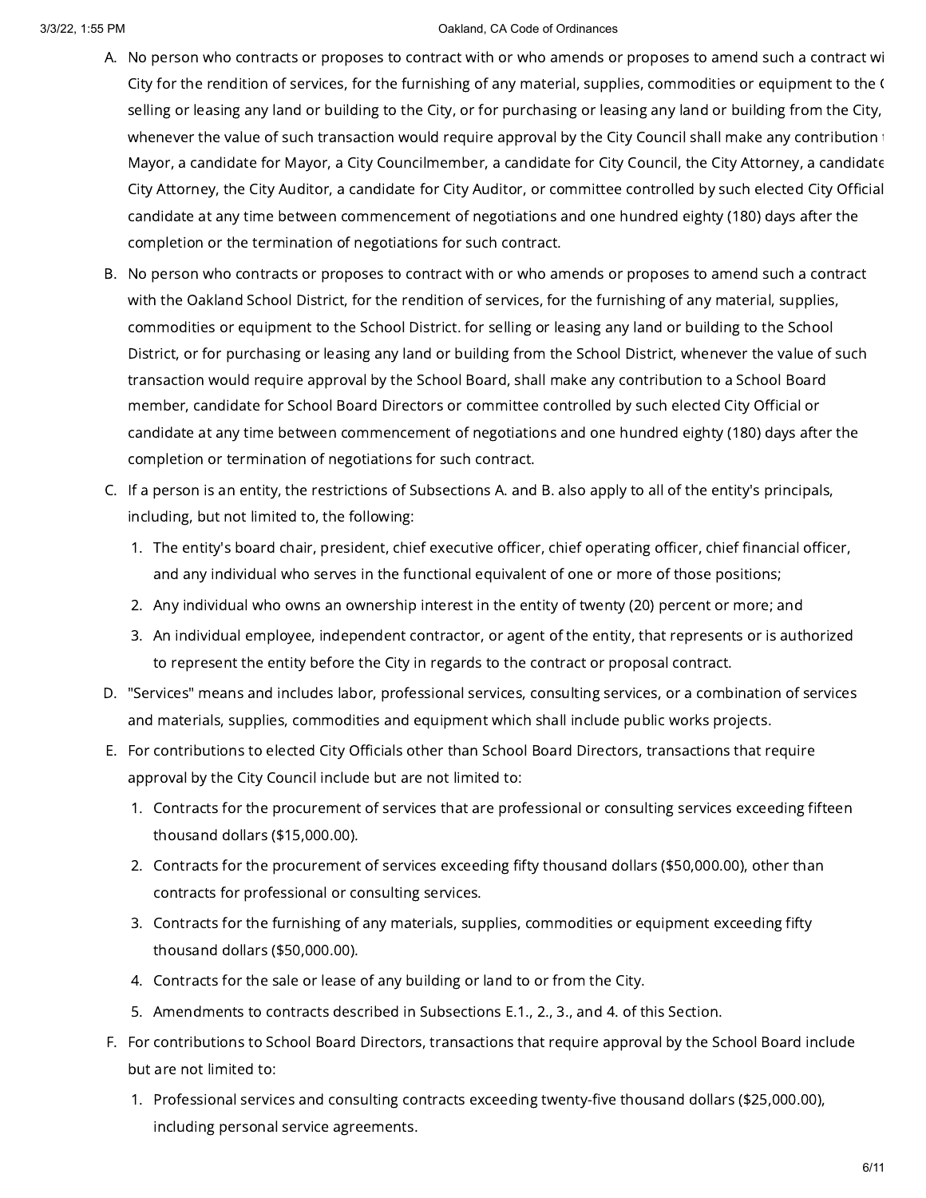A. No person who contracts or proposes to contract with or who amends or proposes to amend such a contract wi City for the rendition of services, for the furnishing of any material, supplies, commodities or equipment to the ( selling or leasing any land or building to the City, or for purchasing or leasing any land or building from the City, whenever the value of such transaction would require approval by the City Council shall make any contribution Mayor, a candidate for Mayor, a City Councilmember, a candidate for City Council, the City Attorney, a candidate City Attorney, the City Auditor, a candidate for City Auditor, or committee controlled by such elected City Official candidate at any time between commencement of negotiations and one hundred eighty (180) days after the completion or the termination of negotiations for such contract.

B. No person who contracts or proposes to contract with or who amends or proposes to amend such a contract with the Oakland School District, for the rendition of services, for the furnishing of any material, supplies, commodities or equipment to the School District. for selling or leasing any land or building to the School District, or for purchasing or leasing any land or building from the School District, whenever the value of such transaction would require approval by the School Board, shall make any contribution to a School Board member, candidate for School Board Directors or committee controlled by such elected City Official or candidate at any time between commencement of negotiations and one hundred eighty (180) days after the completion or termination of negotiations for such contract.

C. If a person is an entity, the restrictions of Subsections A. and B. also apply to all of the entity's principals, including, but not limited to, the following:
   1. The entity's board chair, president, chief executive officer, chief operating officer, chief financial officer, and any individual who serves in the functional equivalent of one or more of those positions;
   2. Any individual who owns an ownership interest in the entity of twenty (20) percent or more; and
   3. An individual employee, independent contractor, or agent of the entity, that represents or is authorized to represent the entity before the City in regards to the contract or proposal contract.

D. "Services" means and includes labor, professional services, consulting services, or a combination of services and materials, supplies, commodities and equipment which shall include public works projects.

E. For contributions to elected City Officials other than School Board Directors, transactions that require approval by the City Council include but are not limited to:
   1. Contracts for the procurement of services that are professional or consulting services exceeding fifteen thousand dollars ($15,000.00).
   2. Contracts for the procurement of services exceeding fifty thousand dollars ($50,000.00), other than contracts for professional or consulting services.
   3. Contracts for the furnishing of any materials, supplies, commodities or equipment exceeding fifty thousand dollars ($50,000.00).
   4. Contracts for the sale or lease of any building or land to or from the City.
   5. Amendments to contracts described in Subsections E.1., 2., 3., and 4. of this Section.

F. For contributions to School Board Directors, transactions that require approval by the School Board include but are not limited to:
   1. Professional services and consulting contracts exceeding twenty-five thousand dollars ($25,000.00), including personal service agreements.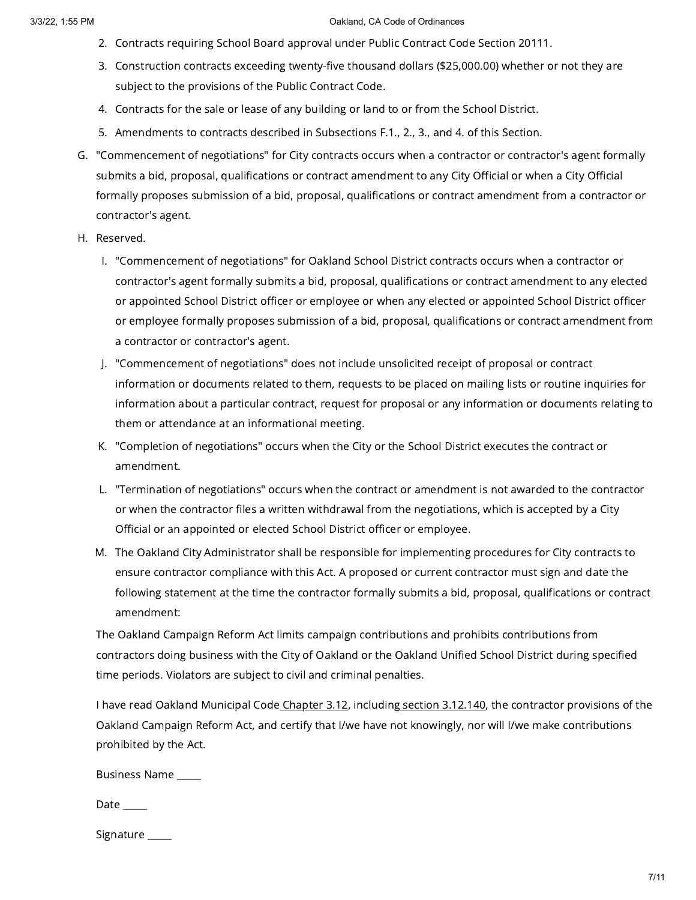2. Contracts requiring School Board approval under Public Contract Code Section 20111.
3. Construction contracts exceeding twenty-five thousand dollars ($25,000.00) whether or not they are subject to the provisions of the Public Contract Code.
4. Contracts for the sale or lease of any building or land to or from the School District.
5. Amendments to contracts described in Subsections F.1., 2., 3., and 4. of this Section.

G. "Commencement of negotiations" for City contracts occurs when a contractor or contractor's agent formally submits a bid, proposal, qualifications or contract amendment to any City Official or when a City Official formally proposes submission of a bid, proposal, qualifications or contract amendment from a contractor or contractor's agent.

H. Reserved.

I. "Commencement of negotiations" for Oakland School District contracts occurs when a contractor or contractor's agent formally submits a bid, proposal, qualifications or contract amendment to any elected or appointed School District officer or employee or when any elected or appointed School District officer or employee formally proposes submission of a bid, proposal, qualifications or contract amendment from a contractor or contractor's agent.

J. "Commencement of negotiations" does not include unsolicited receipt of proposal or contract information or documents related to them, requests to be placed on mailing lists or routine inquiries for information about a particular contract, request for proposal or any information or documents relating to them or attendance at an informational meeting.

K. "Completion of negotiations" occurs when the City or the School District executes the contract or amendment.

L. "Termination of negotiations" occurs when the contract or amendment is not awarded to the contractor or when the contractor files a written withdrawal from the negotiations, which is accepted by a City Official or an appointed or elected School District officer or employee.

M. The Oakland City Administrator shall be responsible for implementing procedures for City contracts to ensure contractor compliance with this Act. A proposed or current contractor must sign and date the following statement at the time the contractor formally submits a bid, proposal, qualifications or contract amendment:

The Oakland Campaign Reform Act limits campaign contributions and prohibits contributions from contractors doing business with the City of Oakland or the Oakland Unified School District during specified time periods. Violators are subject to civil and criminal penalties.

I have read Oakland Municipal Code Chapter 3.12, including section 3.12.140, the contractor provisions of the Oakland Campaign Reform Act, and certify that I/we have not knowingly, nor will I/we make contributions prohibited by the Act.

Business Name _____

Date _____

Signature _____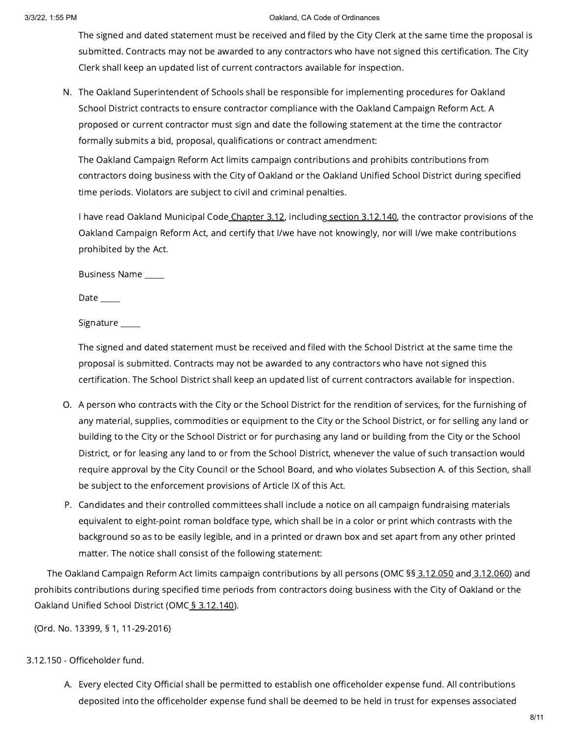The signed and dated statement must be received and filed by the City Clerk at the same time the proposal is submitted. Contracts may not be awarded to any contractors who have not signed this certification. The City Clerk shall keep an updated list of current contractors available for inspection.

N. The Oakland Superintendent of Schools shall be responsible for implementing procedures for Oakland School District contracts to ensure contractor compliance with the Oakland Campaign Reform Act. A proposed or current contractor must sign and date the following statement at the time the contractor formally submits a bid, proposal, qualifications or contract amendment:

   The Oakland Campaign Reform Act limits campaign contributions and prohibits contributions from contractors doing business with the City of Oakland or the Oakland Unified School District during specified time periods. Violators are subject to civil and criminal penalties.

   I have read Oakland Municipal Code Chapter 3.12, including section 3.12.140, the contractor provisions of the Oakland Campaign Reform Act, and certify that I/we have not knowingly, nor will I/we make contributions prohibited by the Act.

   Business Name _____

   Date _____

   Signature _____

   The signed and dated statement must be received and filed with the School District at the same time the proposal is submitted. Contracts may not be awarded to any contractors who have not signed this certification. The School District shall keep an updated list of current contractors available for inspection.

O. A person who contracts with the City or the School District for the rendition of services, for the furnishing of any material, supplies, commodities or equipment to the City or the School District, or for selling any land or building to the City or the School District or for purchasing any land or building from the City or the School District, or for leasing any land to or from the School District, whenever the value of such transaction would require approval by the City Council or the School Board, and who violates Subsection A. of this Section, shall be subject to the enforcement provisions of Article IX of this Act.

P. Candidates and their controlled committees shall include a notice on all campaign fundraising materials equivalent to eight-point roman boldface type, which shall be in a color or print which contrasts with the background so as to be easily legible, and in a printed or drawn box and set apart from any other printed matter. The notice shall consist of the following statement:

The Oakland Campaign Reform Act limits campaign contributions by all persons (OMC §§ 3.12.050 and 3.12.060) and prohibits contributions during specified time periods from contractors doing business with the City of Oakland or the Oakland Unified School District (OMC § 3.12.140).

(Ord. No. 13399, § 1, 11-29-2016)

3.12.150 - Officeholder fund.

A. Every elected City Official shall be permitted to establish one officeholder expense fund. All contributions deposited into the officeholder expense fund shall be deemed to be held in trust for expenses associated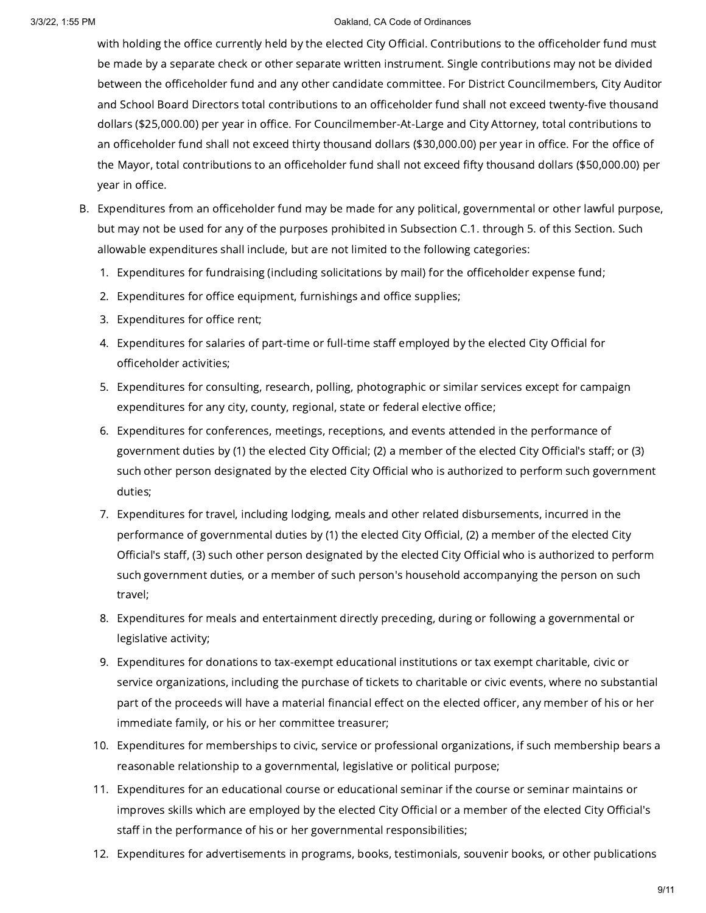with holding the office currently held by the elected City Official. Contributions to the officeholder fund must be made by a separate check or other separate written instrument. Single contributions may not be divided between the officeholder fund and any other candidate committee. For District Councilmembers, City Auditor and School Board Directors total contributions to an officeholder fund shall not exceed twenty-five thousand dollars ($25,000.00) per year in office. For Councilmember-At-Large and City Attorney, total contributions to an officeholder fund shall not exceed thirty thousand dollars ($30,000.00) per year in office. For the office of the Mayor, total contributions to an officeholder fund shall not exceed fifty thousand dollars ($50,000.00) per year in office.

B. Expenditures from an officeholder fund may be made for any political, governmental or other lawful purpose, but may not be used for any of the purposes prohibited in Subsection C.1. through 5. of this Section. Such allowable expenditures shall include, but are not limited to the following categories:

1. Expenditures for fundraising (including solicitations by mail) for the officeholder expense fund;
2. Expenditures for office equipment, furnishings and office supplies;
3. Expenditures for office rent;
4. Expenditures for salaries of part-time or full-time staff employed by the elected City Official for officeholder activities;
5. Expenditures for consulting, research, polling, photographic or similar services except for campaign expenditures for any city, county, regional, state or federal elective office;
6. Expenditures for conferences, meetings, receptions, and events attended in the performance of government duties by (1) the elected City Official; (2) a member of the elected City Official's staff; or (3) such other person designated by the elected City Official who is authorized to perform such government duties;
7. Expenditures for travel, including lodging, meals and other related disbursements, incurred in the performance of governmental duties by (1) the elected City Official, (2) a member of the elected City Official's staff, (3) such other person designated by the elected City Official who is authorized to perform such government duties, or a member of such person's household accompanying the person on such travel;
8. Expenditures for meals and entertainment directly preceding, during or following a governmental or legislative activity;
9. Expenditures for donations to tax-exempt educational institutions or tax exempt charitable, civic or service organizations, including the purchase of tickets to charitable or civic events, where no substantial part of the proceeds will have a material financial effect on the elected officer, any member of his or her immediate family, or his or her committee treasurer;
10. Expenditures for memberships to civic, service or professional organizations, if such membership bears a reasonable relationship to a governmental, legislative or political purpose;
11. Expenditures for an educational course or educational seminar if the course or seminar maintains or improves skills which are employed by the elected City Official or a member of the elected City Official's staff in the performance of his or her governmental responsibilities;
12. Expenditures for advertisements in programs, books, testimonials, souvenir books, or other publications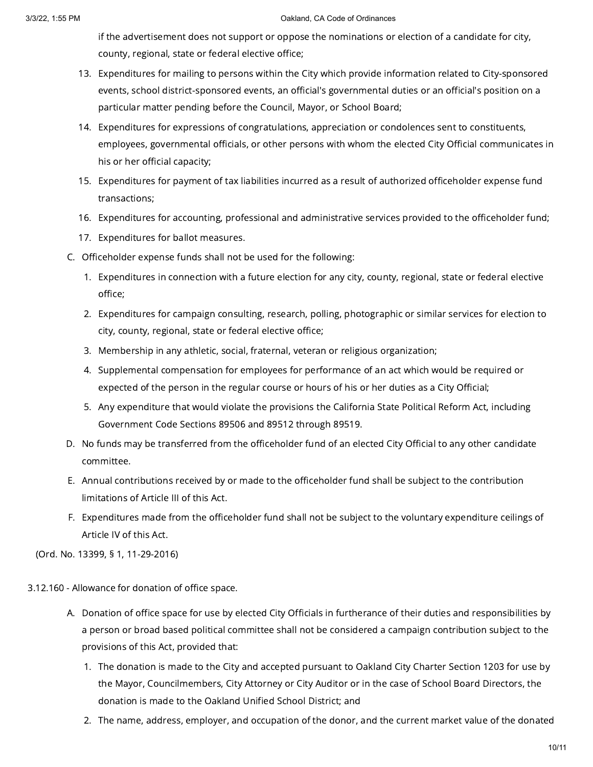if the advertisement does not support or oppose the nominations or election of a candidate for city, county, regional, state or federal elective office;

13. Expenditures for mailing to persons within the City which provide information related to City-sponsored events, school district-sponsored events, an official's governmental duties or an official's position on a particular matter pending before the Council, Mayor, or School Board;
14. Expenditures for expressions of congratulations, appreciation or condolences sent to constituents, employees, governmental officials, or other persons with whom the elected City Official communicates in his or her official capacity;
15. Expenditures for payment of tax liabilities incurred as a result of authorized officeholder expense fund transactions;
16. Expenditures for accounting, professional and administrative services provided to the officeholder fund;
17. Expenditures for ballot measures.

C. Officeholder expense funds shall not be used for the following:

1. Expenditures in connection with a future election for any city, county, regional, state or federal elective office;
2. Expenditures for campaign consulting, research, polling, photographic or similar services for election to city, county, regional, state or federal elective office;
3. Membership in any athletic, social, fraternal, veteran or religious organization;
4. Supplemental compensation for employees for performance of an act which would be required or expected of the person in the regular course or hours of his or her duties as a City Official;
5. Any expenditure that would violate the provisions the California State Political Reform Act, including Government Code Sections 89506 and 89512 through 89519.

D. No funds may be transferred from the officeholder fund of an elected City Official to any other candidate committee.

E. Annual contributions received by or made to the officeholder fund shall be subject to the contribution limitations of Article III of this Act.

F. Expenditures made from the officeholder fund shall not be subject to the voluntary expenditure ceilings of Article IV of this Act.

(Ord. No. 13399, § 1, 11-29-2016)

3.12.160 - Allowance for donation of office space.

A. Donation of office space for use by elected City Officials in furtherance of their duties and responsibilities by a person or broad based political committee shall not be considered a campaign contribution subject to the provisions of this Act, provided that:

1. The donation is made to the City and accepted pursuant to Oakland City Charter Section 1203 for use by the Mayor, Councilmembers, City Attorney or City Auditor or in the case of School Board Directors, the donation is made to the Oakland Unified School District; and
2. The name, address, employer, and occupation of the donor, and the current market value of the donated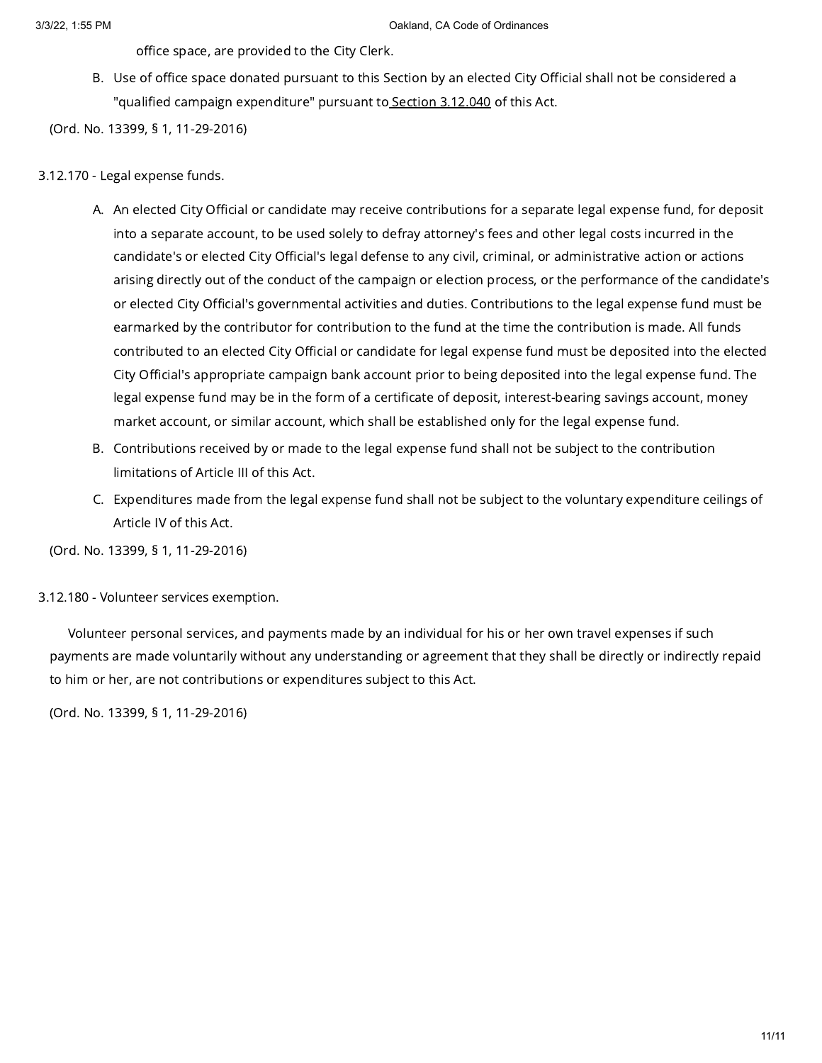office space, are provided to the City Clerk.

B. Use of office space donated pursuant to this Section by an elected City Official shall not be considered a "qualified campaign expenditure" pursuant to Section 3.12.040 of this Act.

(Ord. No. 13399, § 1, 11-29-2016)

3.12.170 - Legal expense funds.

A. An elected City Official or candidate may receive contributions for a separate legal expense fund, for deposit into a separate account, to be used solely to defray attorney's fees and other legal costs incurred in the candidate's or elected City Official's legal defense to any civil, criminal, or administrative action or actions arising directly out of the conduct of the campaign or election process, or the performance of the candidate's or elected City Official's governmental activities and duties. Contributions to the legal expense fund must be earmarked by the contributor for contribution to the fund at the time the contribution is made. All funds contributed to an elected City Official or candidate for legal expense fund must be deposited into the elected City Official's appropriate campaign bank account prior to being deposited into the legal expense fund. The legal expense fund may be in the form of a certificate of deposit, interest-bearing savings account, money market account, or similar account, which shall be established only for the legal expense fund.

B. Contributions received by or made to the legal expense fund shall not be subject to the contribution limitations of Article III of this Act.

C. Expenditures made from the legal expense fund shall not be subject to the voluntary expenditure ceilings of Article IV of this Act.

(Ord. No. 13399, § 1, 11-29-2016)

3.12.180 - Volunteer services exemption.

Volunteer personal services, and payments made by an individual for his or her own travel expenses if such payments are made voluntarily without any understanding or agreement that they shall be directly or indirectly repaid to him or her, are not contributions or expenditures subject to this Act.

(Ord. No. 13399, § 1, 11-29-2016)